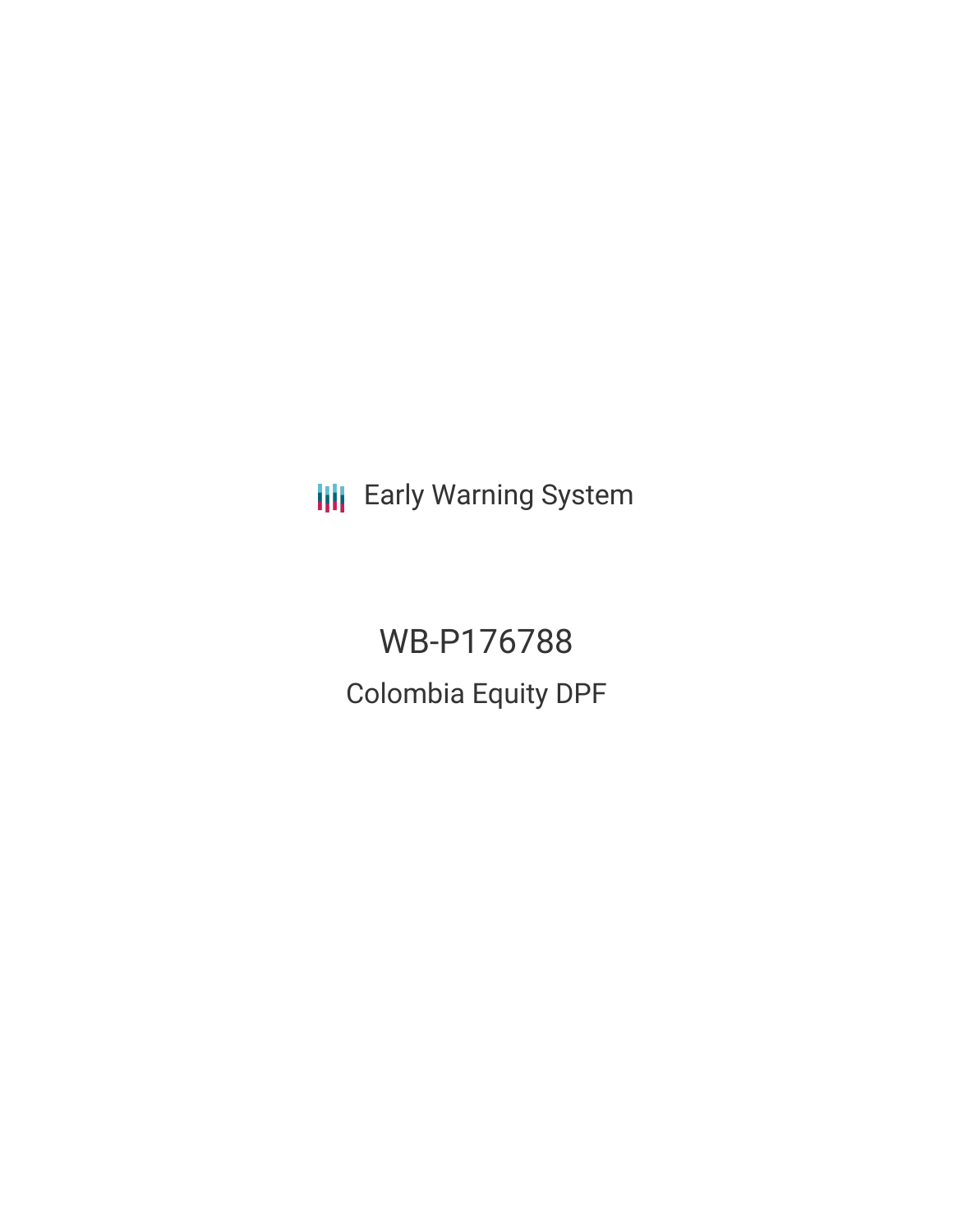Early Warning System

# WB-P176788

## Colombia Equity DPF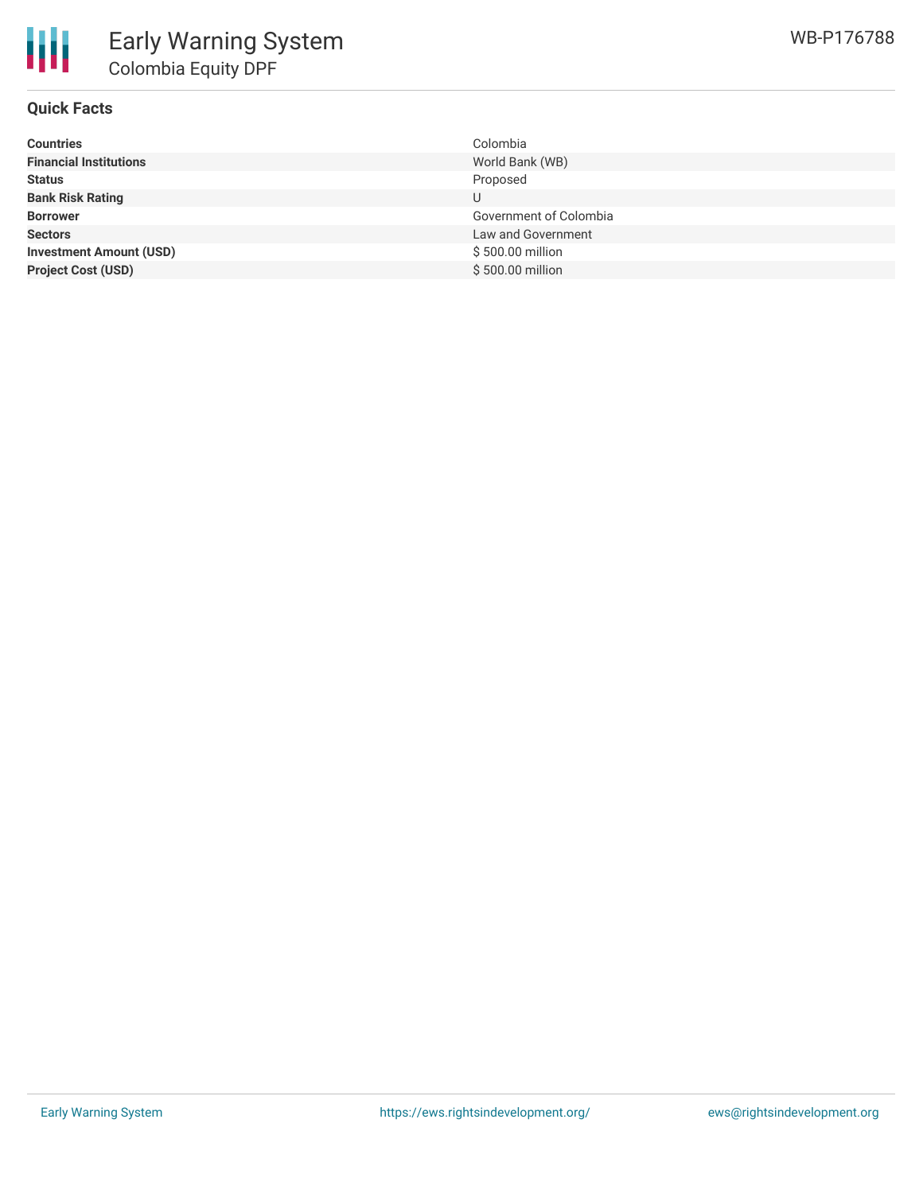# Early Warning System

## Colombia Equity DPF

WB-P176788

### Quick Facts

| | |
|---|---|
| **Countries** | Colombia |
| **Financial Institutions** | World Bank (WB) |
| **Status** | Proposed |
| **Bank Risk Rating** | U |
| **Borrower** | Government of Colombia |
| **Sectors** | Law and Government |
| **Investment Amount (USD)** | $ 500.00 million |
| **Project Cost (USD)** | $ 500.00 million |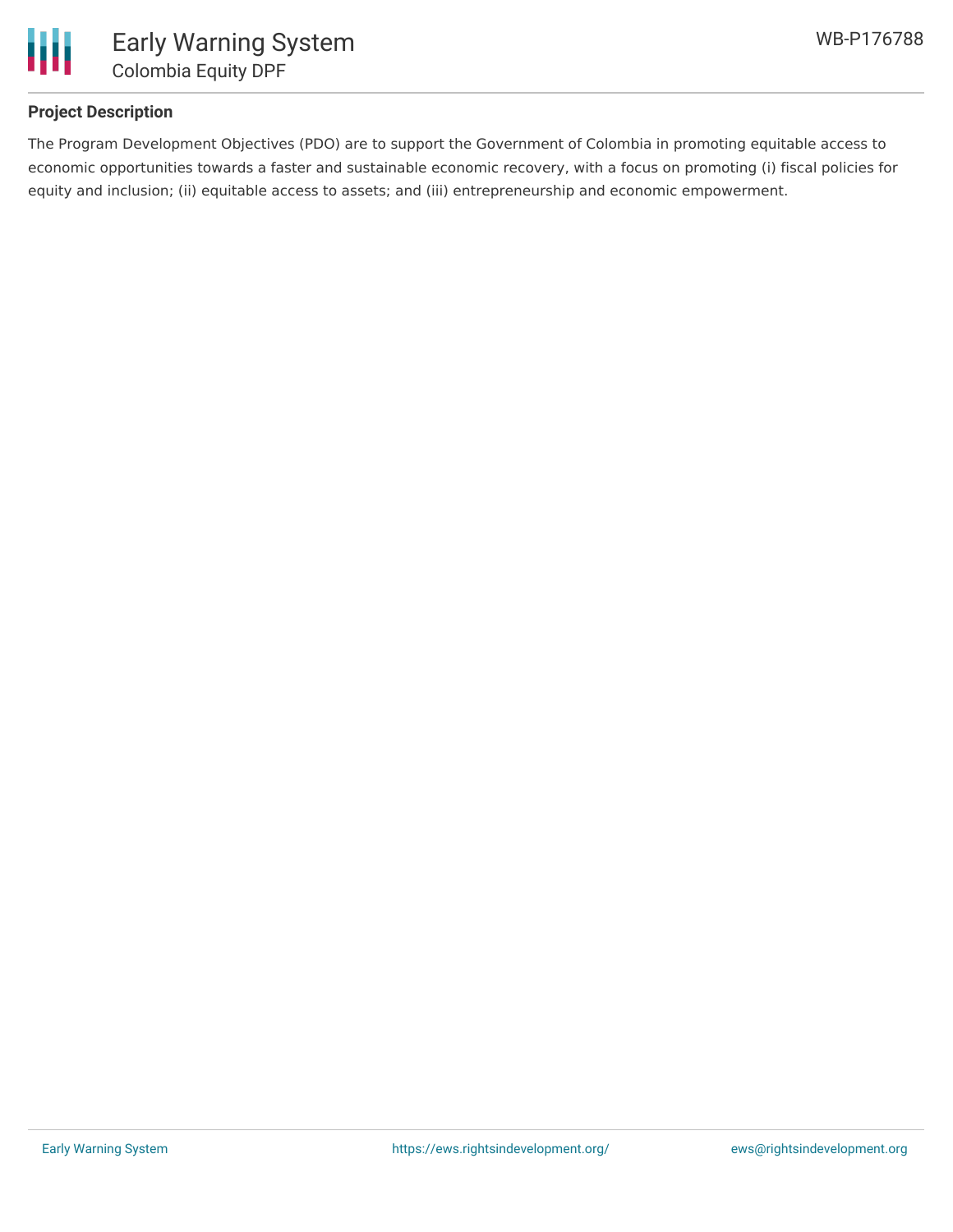## Project Description

The Program Development Objectives (PDO) are to support the Government of Colombia in promoting equitable access to economic opportunities towards a faster and sustainable economic recovery, with a focus on promoting (i) fiscal policies for equity and inclusion; (ii) equitable access to assets; and (iii) entrepreneurship and economic empowerment.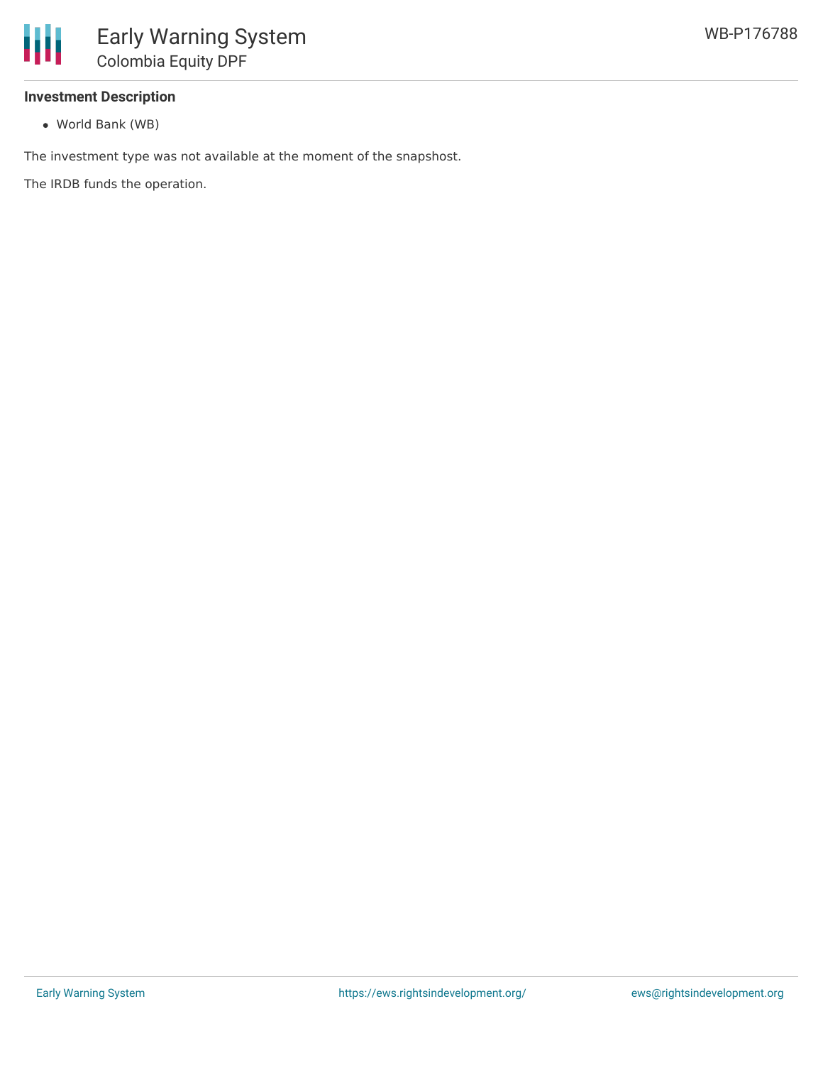**Investment Description**

- World Bank (WB)

The investment type was not available at the moment of the snapshost.

The IRDB funds the operation.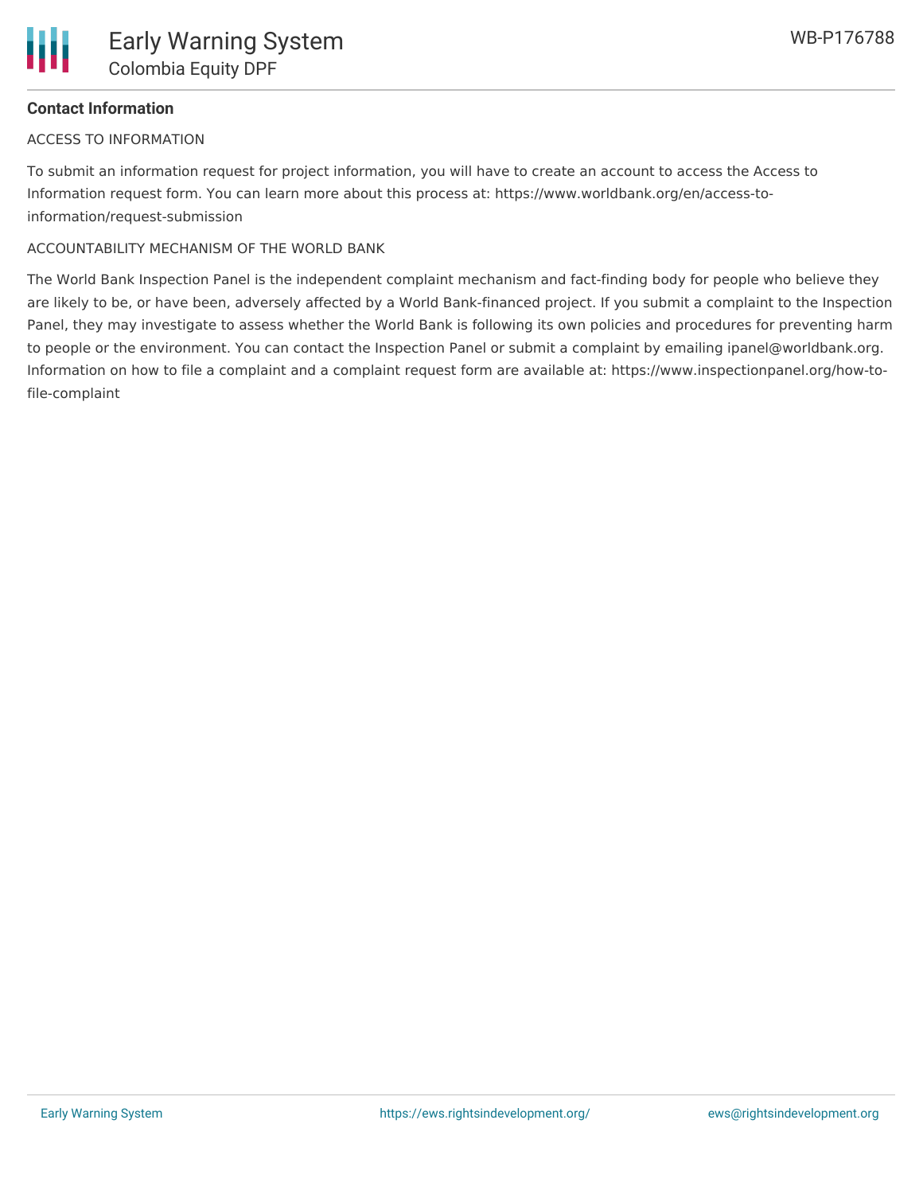**Contact Information**

ACCESS TO INFORMATION

To submit an information request for project information, you will have to create an account to access the Access to Information request form. You can learn more about this process at: https://www.worldbank.org/en/access-to-information/request-submission

ACCOUNTABILITY MECHANISM OF THE WORLD BANK

The World Bank Inspection Panel is the independent complaint mechanism and fact-finding body for people who believe they are likely to be, or have been, adversely affected by a World Bank-financed project. If you submit a complaint to the Inspection Panel, they may investigate to assess whether the World Bank is following its own policies and procedures for preventing harm to people or the environment. You can contact the Inspection Panel or submit a complaint by emailing ipanel@worldbank.org. Information on how to file a complaint and a complaint request form are available at: https://www.inspectionpanel.org/how-to-file-complaint